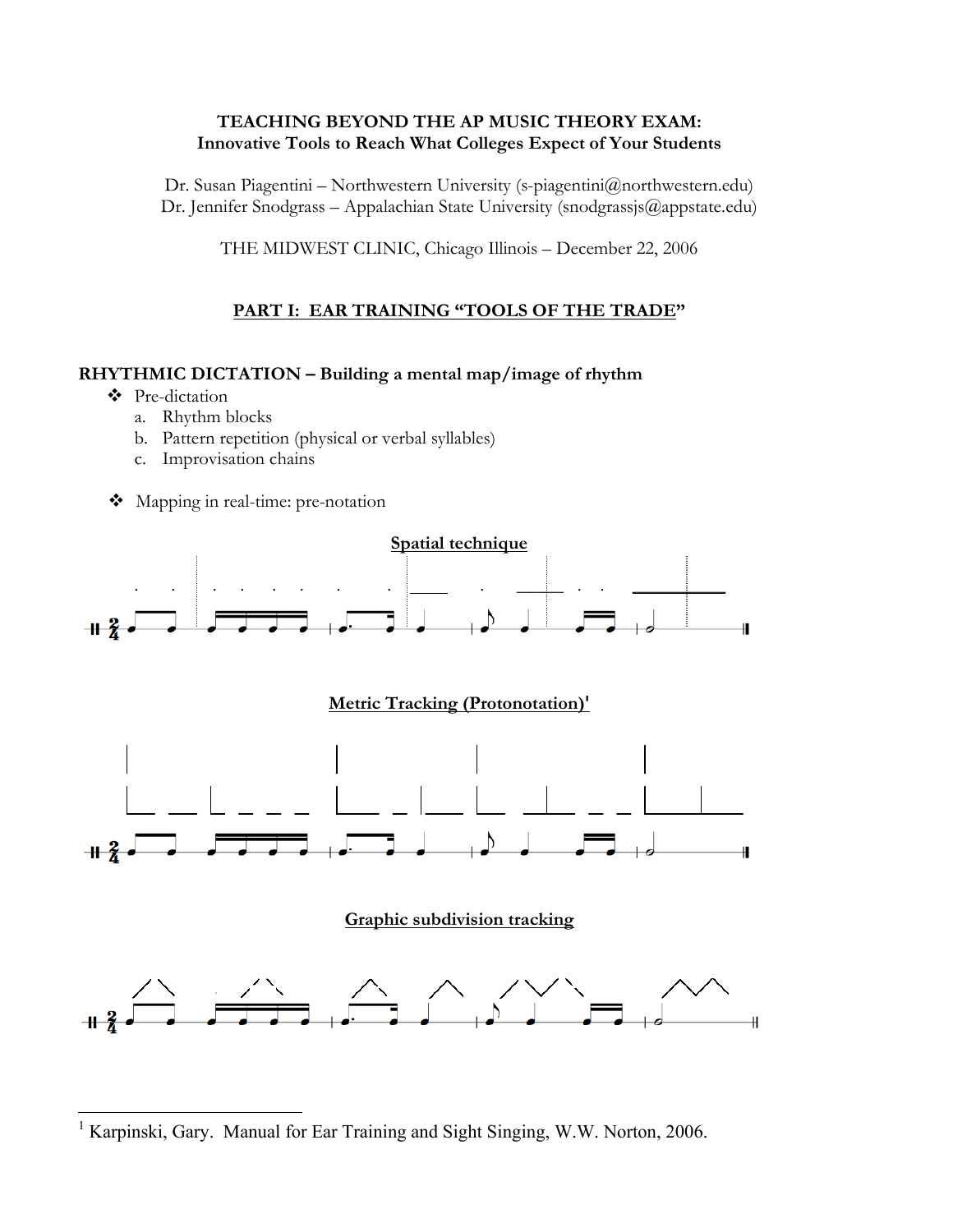**TEACHING BEYOND THE AP MUSIC THEORY EXAM:**
**Innovative Tools to Reach What Colleges Expect of Your Students**

Dr. Susan Piagentini – Northwestern University (s-piagentini@northwestern.edu)
Dr. Jennifer Snodgrass – Appalachian State University (snodgrassjs@appstate.edu)

THE MIDWEST CLINIC, Chicago Illinois – December 22, 2006

## PART I: EAR TRAINING "TOOLS OF THE TRADE"

### RHYTHMIC DICTATION – Building a mental map/image of rhythm

- Pre-dictation
  a. Rhythm blocks
  b. Pattern repetition (physical or verbal syllables)
  c. Improvisation chains

- Mapping in real-time: pre-notation

**Spatial technique**

**Metric Tracking (Protonotation)[1]**

**Graphic subdivision tracking**

---

[1] Karpinski, Gary. Manual for Ear Training and Sight Singing, W.W. Norton, 2006.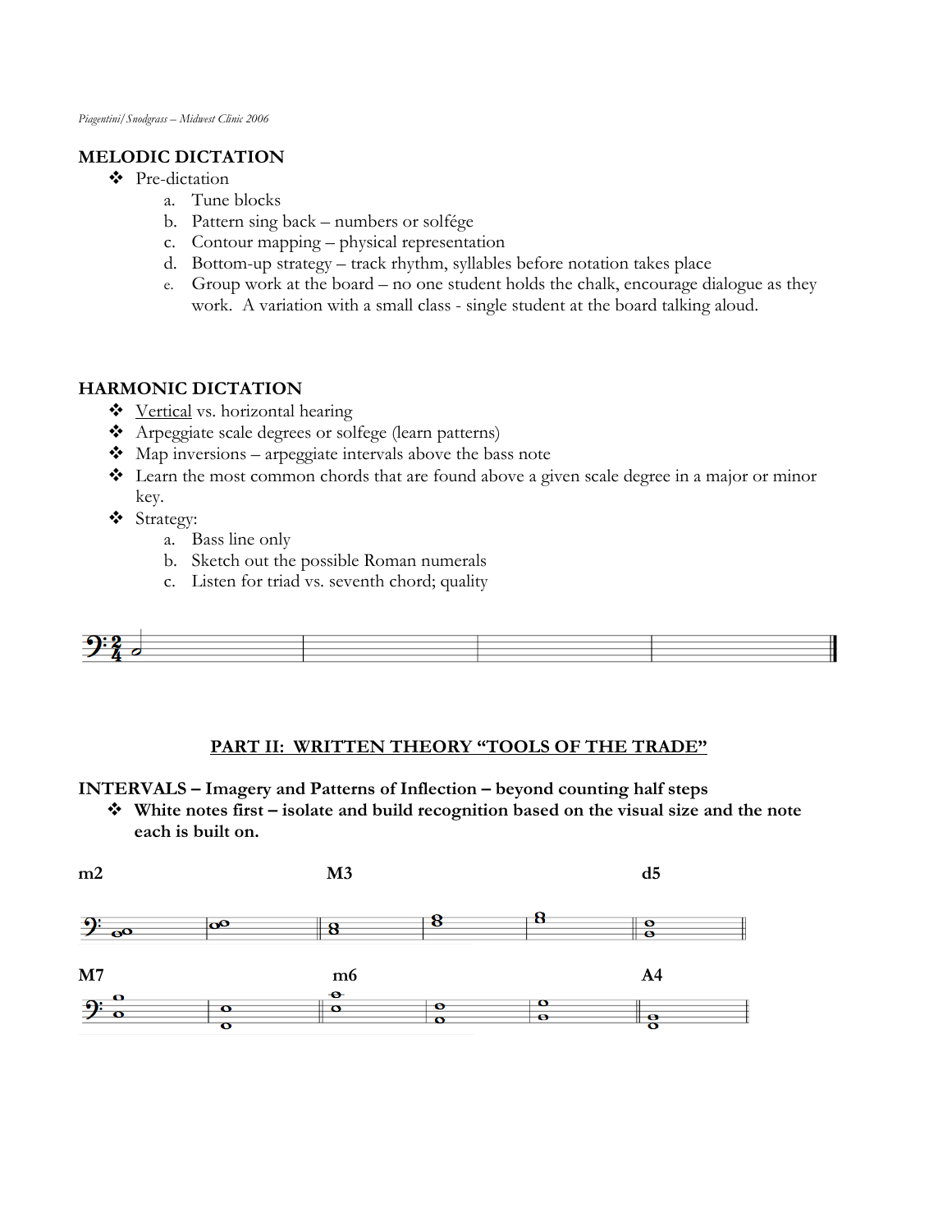## MELODIC DICTATION

- Pre-dictation
  a. Tune blocks
  b. Pattern sing back – numbers or solfége
  c. Contour mapping – physical representation
  d. Bottom-up strategy – track rhythm, syllables before notation takes place
  e. Group work at the board – no one student holds the chalk, encourage dialogue as they work. A variation with a small class - single student at the board talking aloud.

## HARMONIC DICTATION

- Vertical vs. horizontal hearing
- Arpeggiate scale degrees or solfege (learn patterns)
- Map inversions – arpeggiate intervals above the bass note
- Learn the most common chords that are found above a given scale degree in a major or minor key.
- Strategy:
  a. Bass line only
  b. Sketch out the possible Roman numerals
  c. Listen for triad vs. seventh chord; quality

## PART II: WRITTEN THEORY "TOOLS OF THE TRADE"

### INTERVALS – Imagery and Patterns of Inflection – beyond counting half steps

- **White notes first – isolate and build recognition based on the visual size and the note each is built on.**

**m2** **M3** **d5**

**M7** **m6** **A4**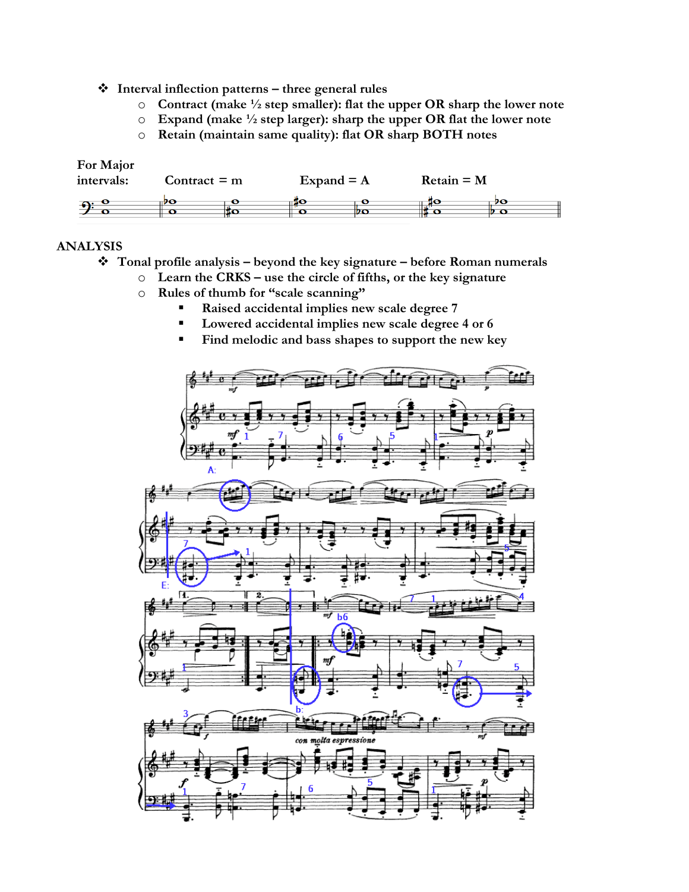- Interval inflection patterns – three general rules
  - Contract (make ½ step smaller): flat the upper OR sharp the lower note
  - Expand (make ½ step larger): sharp the upper OR flat the lower note
  - Retain (maintain same quality): flat OR sharp BOTH notes

For Major intervals: Contract = m Expand = A Retain = M

## ANALYSIS

- Tonal profile analysis – beyond the key signature – before Roman numerals
  - Learn the CRKS – use the circle of fifths, or the key signature
  - Rules of thumb for "scale scanning"
    - Raised accidental implies new scale degree 7
    - Lowered accidental implies new scale degree 4 or 6
    - Find melodic and bass shapes to support the new key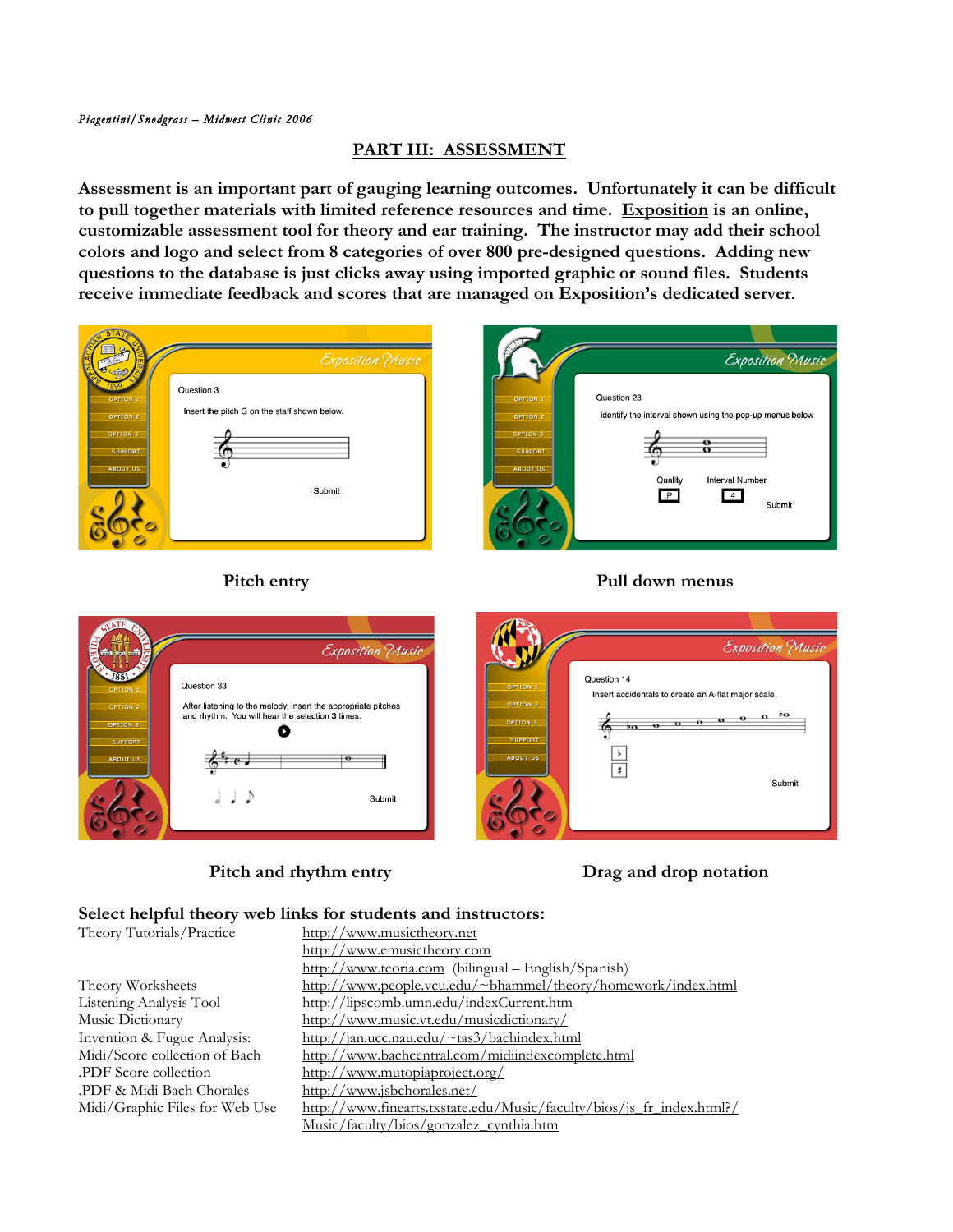## PART III: ASSESSMENT

**Assessment is an important part of gauging learning outcomes. Unfortunately it can be difficult to pull together materials with limited reference resources and time. Exposition is an online, customizable assessment tool for theory and ear training. The instructor may add their school colors and logo and select from 8 categories of over 800 pre-designed questions. Adding new questions to the database is just clicks away using imported graphic or sound files. Students receive immediate feedback and scores that are managed on Exposition's dedicated server.**

**Pitch entry**

**Pull down menus**

**Pitch and rhythm entry**

**Drag and drop notation**

### Select helpful theory web links for students and instructors:

| | |
|---|---|
| Theory Tutorials/Practice | http://www.musictheory.net |
| | http://www.emusictheory.com |
| | http://www.teoria.com (bilingual – English/Spanish) |
| Theory Worksheets | http://www.people.vcu.edu/~bhammel/theory/homework/index.html |
| Listening Analysis Tool | http://lipscomb.umn.edu/indexCurrent.htm |
| Music Dictionary | http://www.music.vt.edu/musicdictionary/ |
| Invention & Fugue Analysis: | http://jan.ucc.nau.edu/~tas3/bachindex.html |
| Midi/Score collection of Bach | http://www.bachcentral.com/midiindexcomplete.html |
| .PDF Score collection | http://www.mutopiaproject.org/ |
| .PDF & Midi Bach Chorales | http://www.jsbchorales.net/ |
| Midi/Graphic Files for Web Use | http://www.finearts.txstate.edu/Music/faculty/bios/js_fr_index.html?/Music/faculty/bios/gonzalez_cynthia.htm |